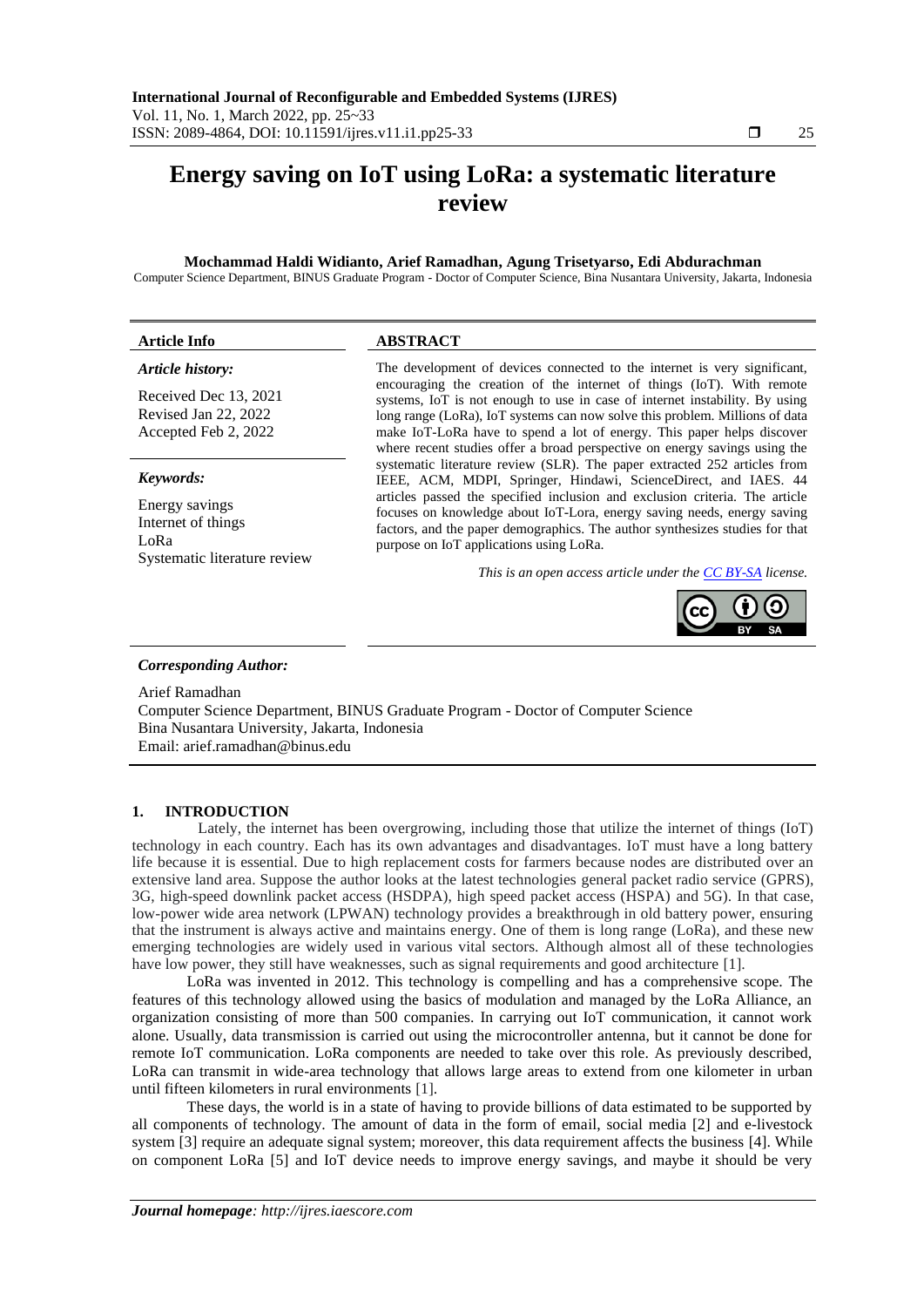# Energy saving on IoT using LoRa: a systematic literature review

**Mochammad Haldi Widianto, Arief Ramadhan, Agung Trisetyarso, Edi Abdurachman**

Computer Science Department, BINUS Graduate Program - Doctor of Computer Science, Bina Nusantara University, Jakarta, Indonesia

**Article Info**

*Article history:*

Received Dec 13, 2021
Revised Jan 22, 2022
Accepted Feb 2, 2022

*Keywords:*

Energy savings
Internet of things
LoRa
Systematic literature review

**ABSTRACT**

The development of devices connected to the internet is very significant, encouraging the creation of the internet of things (IoT). With remote systems, IoT is not enough to use in case of internet instability. By using long range (LoRa), IoT systems can now solve this problem. Millions of data make IoT-LoRa have to spend a lot of energy. This paper helps discover where recent studies offer a broad perspective on energy savings using the systematic literature review (SLR). The paper extracted 252 articles from IEEE, ACM, MDPI, Springer, Hindawi, ScienceDirect, and IAES. 44 articles passed the specified inclusion and exclusion criteria. The article focuses on knowledge about IoT-Lora, energy saving needs, energy saving factors, and the paper demographics. The author synthesizes studies for that purpose on IoT applications using LoRa.

*This is an open access article under the CC BY-SA license.*

***Corresponding Author:***

Arief Ramadhan
Computer Science Department, BINUS Graduate Program - Doctor of Computer Science
Bina Nusantara University, Jakarta, Indonesia
Email: arief.ramadhan@binus.edu

## 1. INTRODUCTION

Lately, the internet has been overgrowing, including those that utilize the internet of things (IoT) technology in each country. Each has its own advantages and disadvantages. IoT must have a long battery life because it is essential. Due to high replacement costs for farmers because nodes are distributed over an extensive land area. Suppose the author looks at the latest technologies general packet radio service (GPRS), 3G, high-speed downlink packet access (HSDPA), high speed packet access (HSPA) and 5G). In that case, low-power wide area network (LPWAN) technology provides a breakthrough in old battery power, ensuring that the instrument is always active and maintains energy. One of them is long range (LoRa), and these new emerging technologies are widely used in various vital sectors. Although almost all of these technologies have low power, they still have weaknesses, such as signal requirements and good architecture [1].

LoRa was invented in 2012. This technology is compelling and has a comprehensive scope. The features of this technology allowed using the basics of modulation and managed by the LoRa Alliance, an organization consisting of more than 500 companies. In carrying out IoT communication, it cannot work alone. Usually, data transmission is carried out using the microcontroller antenna, but it cannot be done for remote IoT communication. LoRa components are needed to take over this role. As previously described, LoRa can transmit in wide-area technology that allows large areas to extend from one kilometer in urban until fifteen kilometers in rural environments [1].

These days, the world is in a state of having to provide billions of data estimated to be supported by all components of technology. The amount of data in the form of email, social media [2] and e-livestock system [3] require an adequate signal system; moreover, this data requirement affects the business [4]. While on component LoRa [5] and IoT device needs to improve energy savings, and maybe it should be very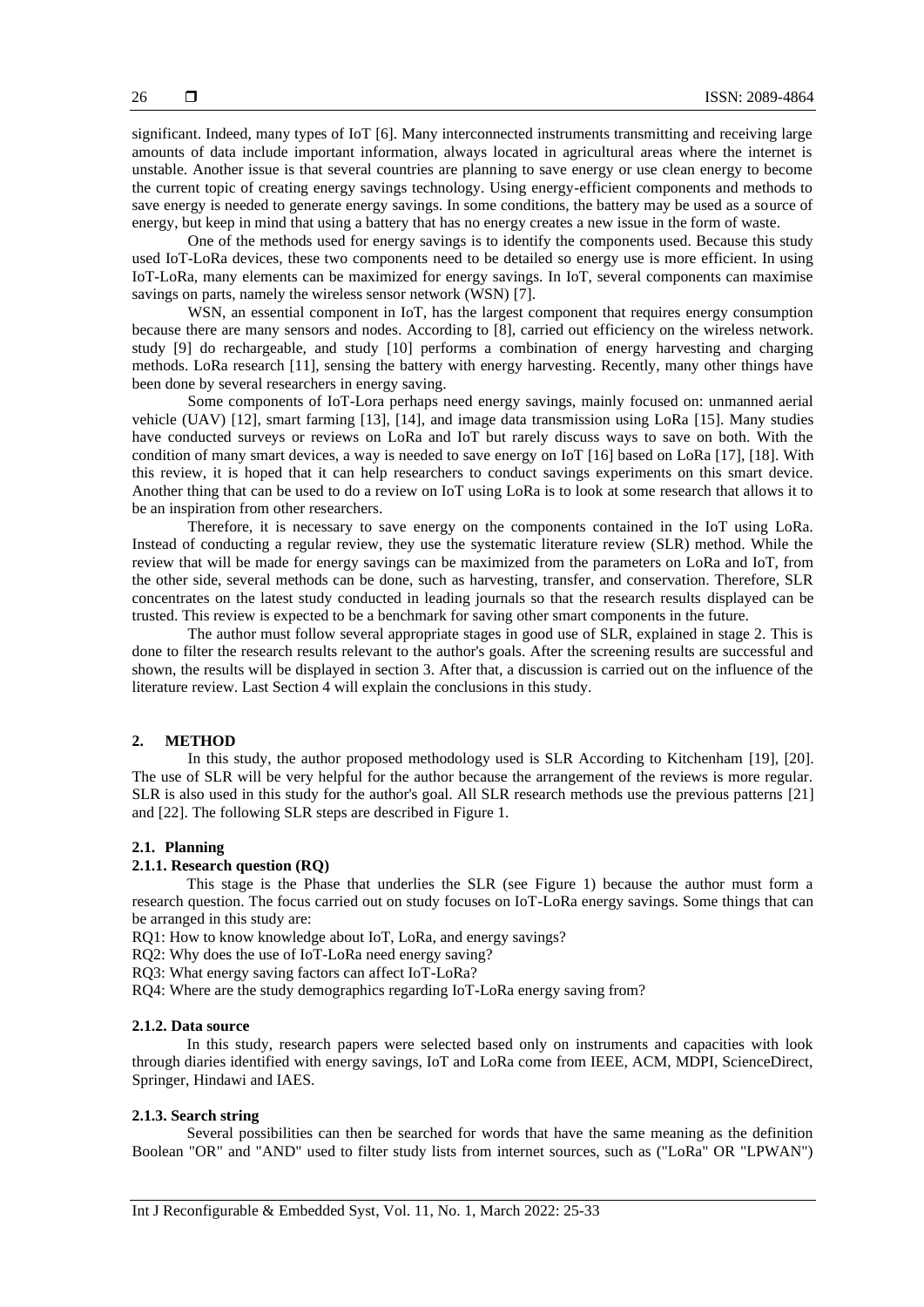significant. Indeed, many types of IoT [6]. Many interconnected instruments transmitting and receiving large amounts of data include important information, always located in agricultural areas where the internet is unstable. Another issue is that several countries are planning to save energy or use clean energy to become the current topic of creating energy savings technology. Using energy-efficient components and methods to save energy is needed to generate energy savings. In some conditions, the battery may be used as a source of energy, but keep in mind that using a battery that has no energy creates a new issue in the form of waste.

One of the methods used for energy savings is to identify the components used. Because this study used IoT-LoRa devices, these two components need to be detailed so energy use is more efficient. In using IoT-LoRa, many elements can be maximized for energy savings. In IoT, several components can maximise savings on parts, namely the wireless sensor network (WSN) [7].

WSN, an essential component in IoT, has the largest component that requires energy consumption because there are many sensors and nodes. According to [8], carried out efficiency on the wireless network. study [9] do rechargeable, and study [10] performs a combination of energy harvesting and charging methods. LoRa research [11], sensing the battery with energy harvesting. Recently, many other things have been done by several researchers in energy saving.

Some components of IoT-Lora perhaps need energy savings, mainly focused on: unmanned aerial vehicle (UAV) [12], smart farming [13], [14], and image data transmission using LoRa [15]. Many studies have conducted surveys or reviews on LoRa and IoT but rarely discuss ways to save on both. With the condition of many smart devices, a way is needed to save energy on IoT [16] based on LoRa [17], [18]. With this review, it is hoped that it can help researchers to conduct savings experiments on this smart device. Another thing that can be used to do a review on IoT using LoRa is to look at some research that allows it to be an inspiration from other researchers.

Therefore, it is necessary to save energy on the components contained in the IoT using LoRa. Instead of conducting a regular review, they use the systematic literature review (SLR) method. While the review that will be made for energy savings can be maximized from the parameters on LoRa and IoT, from the other side, several methods can be done, such as harvesting, transfer, and conservation. Therefore, SLR concentrates on the latest study conducted in leading journals so that the research results displayed can be trusted. This review is expected to be a benchmark for saving other smart components in the future.

The author must follow several appropriate stages in good use of SLR, explained in stage 2. This is done to filter the research results relevant to the author's goals. After the screening results are successful and shown, the results will be displayed in section 3. After that, a discussion is carried out on the influence of the literature review. Last Section 4 will explain the conclusions in this study.

## 2. METHOD

In this study, the author proposed methodology used is SLR According to Kitchenham [19], [20]. The use of SLR will be very helpful for the author because the arrangement of the reviews is more regular. SLR is also used in this study for the author's goal. All SLR research methods use the previous patterns [21] and [22]. The following SLR steps are described in Figure 1.

### 2.1. Planning

#### 2.1.1. Research question (RQ)

This stage is the Phase that underlies the SLR (see Figure 1) because the author must form a research question. The focus carried out on study focuses on IoT-LoRa energy savings. Some things that can be arranged in this study are:

RQ1: How to know knowledge about IoT, LoRa, and energy savings?

RQ2: Why does the use of IoT-LoRa need energy saving?

RQ3: What energy saving factors can affect IoT-LoRa?

RQ4: Where are the study demographics regarding IoT-LoRa energy saving from?

#### 2.1.2. Data source

In this study, research papers were selected based only on instruments and capacities with look through diaries identified with energy savings, IoT and LoRa come from IEEE, ACM, MDPI, ScienceDirect, Springer, Hindawi and IAES.

#### 2.1.3. Search string

Several possibilities can then be searched for words that have the same meaning as the definition Boolean "OR" and "AND" used to filter study lists from internet sources, such as ("LoRa" OR "LPWAN")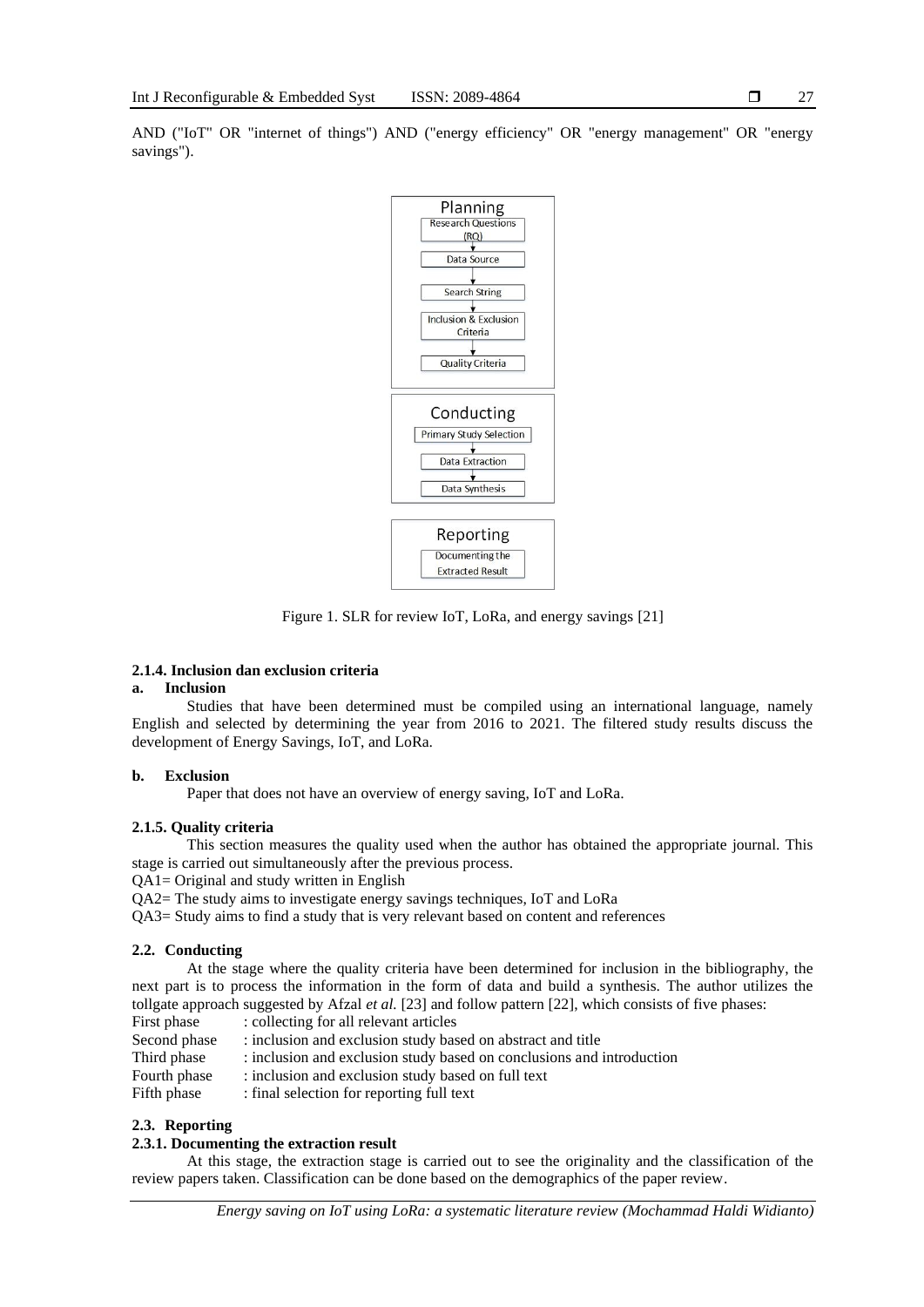AND ("IoT" OR "internet of things") AND ("energy efficiency" OR "energy management" OR "energy savings").

Figure 1. SLR for review IoT, LoRa, and energy savings [21]

#### 2.1.4. Inclusion dan exclusion criteria

**a. Inclusion**

Studies that have been determined must be compiled using an international language, namely English and selected by determining the year from 2016 to 2021. The filtered study results discuss the development of Energy Savings, IoT, and LoRa.

**b. Exclusion**

Paper that does not have an overview of energy saving, IoT and LoRa.

#### 2.1.5. Quality criteria

This section measures the quality used when the author has obtained the appropriate journal. This stage is carried out simultaneously after the previous process.

QA1= Original and study written in English

QA2= The study aims to investigate energy savings techniques, IoT and LoRa

QA3= Study aims to find a study that is very relevant based on content and references

### 2.2. Conducting

At the stage where the quality criteria have been determined for inclusion in the bibliography, the next part is to process the information in the form of data and build a synthesis. The author utilizes the tollgate approach suggested by Afzal *et al.* [23] and follow pattern [22], which consists of five phases:

First phase : collecting for all relevant articles
Second phase : inclusion and exclusion study based on abstract and title
Third phase : inclusion and exclusion study based on conclusions and introduction
Fourth phase : inclusion and exclusion study based on full text
Fifth phase : final selection for reporting full text

### 2.3. Reporting

#### 2.3.1. Documenting the extraction result

At this stage, the extraction stage is carried out to see the originality and the classification of the review papers taken. Classification can be done based on the demographics of the paper review.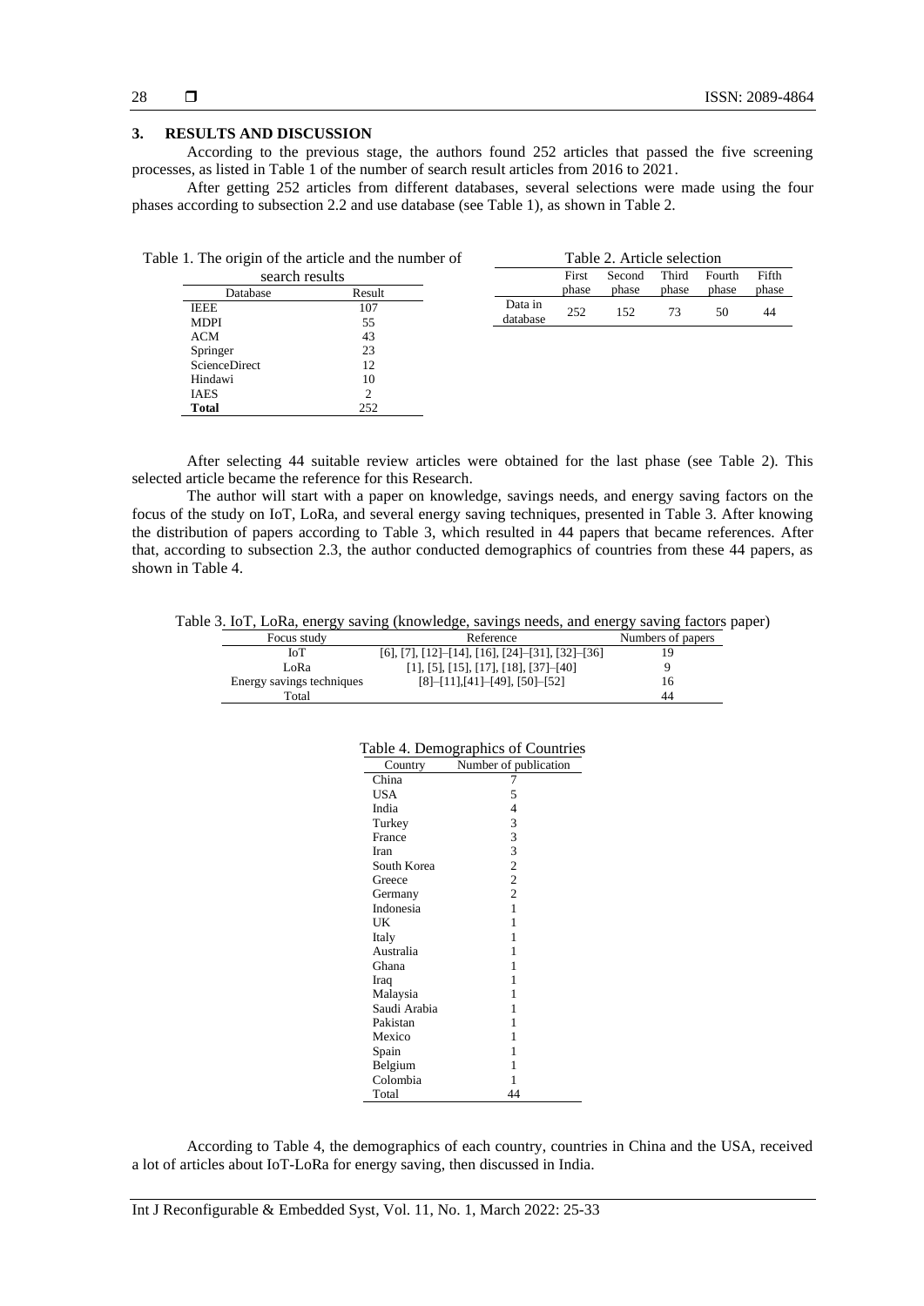## 3. RESULTS AND DISCUSSION

According to the previous stage, the authors found 252 articles that passed the five screening processes, as listed in Table 1 of the number of search result articles from 2016 to 2021.

After getting 252 articles from different databases, several selections were made using the four phases according to subsection 2.2 and use database (see Table 1), as shown in Table 2.

Table 1. The origin of the article and the number of search results

| Database | Result |
|---|---|
| IEEE | 107 |
| MDPI | 55 |
| ACM | 43 |
| Springer | 23 |
| ScienceDirect | 12 |
| Hindawi | 10 |
| IAES | 2 |
| **Total** | 252 |

Table 2. Article selection

| | First phase | Second phase | Third phase | Fourth phase | Fifth phase |
|---|---|---|---|---|---|
| Data in database | 252 | 152 | 73 | 50 | 44 |

After selecting 44 suitable review articles were obtained for the last phase (see Table 2). This selected article became the reference for this Research.

The author will start with a paper on knowledge, savings needs, and energy saving factors on the focus of the study on IoT, LoRa, and several energy saving techniques, presented in Table 3. After knowing the distribution of papers according to Table 3, which resulted in 44 papers that became references. After that, according to subsection 2.3, the author conducted demographics of countries from these 44 papers, as shown in Table 4.

Table 3. IoT, LoRa, energy saving (knowledge, savings needs, and energy saving factors paper)

| Focus study | Reference | Numbers of papers |
|---|---|---|
| IoT | [6], [7], [12]–[14], [16], [24]–[31], [32]–[36] | 19 |
| LoRa | [1], [5], [15], [17], [18], [37]–[40] | 9 |
| Energy savings techniques | [8]–[11],[41]–[49], [50]–[52] | 16 |
| Total | | 44 |

Table 4. Demographics of Countries

| Country | Number of publication |
|---|---|
| China | 7 |
| USA | 5 |
| India | 4 |
| Turkey | 3 |
| France | 3 |
| Iran | 3 |
| South Korea | 2 |
| Greece | 2 |
| Germany | 2 |
| Indonesia | 1 |
| UK | 1 |
| Italy | 1 |
| Australia | 1 |
| Ghana | 1 |
| Iraq | 1 |
| Malaysia | 1 |
| Saudi Arabia | 1 |
| Pakistan | 1 |
| Mexico | 1 |
| Spain | 1 |
| Belgium | 1 |
| Colombia | 1 |
| Total | 44 |

According to Table 4, the demographics of each country, countries in China and the USA, received a lot of articles about IoT-LoRa for energy saving, then discussed in India.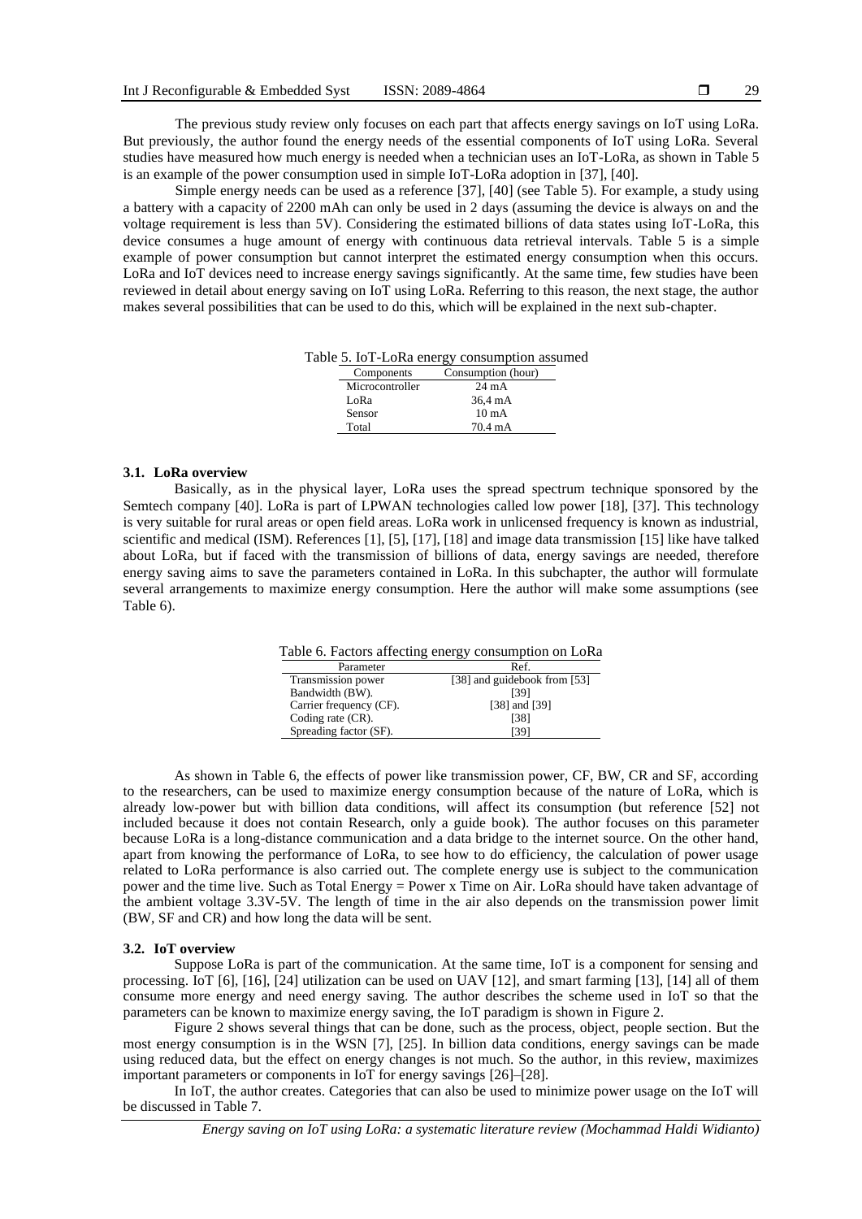The previous study review only focuses on each part that affects energy savings on IoT using LoRa. But previously, the author found the energy needs of the essential components of IoT using LoRa. Several studies have measured how much energy is needed when a technician uses an IoT-LoRa, as shown in Table 5 is an example of the power consumption used in simple IoT-LoRa adoption in [37], [40].

Simple energy needs can be used as a reference [37], [40] (see Table 5). For example, a study using a battery with a capacity of 2200 mAh can only be used in 2 days (assuming the device is always on and the voltage requirement is less than 5V). Considering the estimated billions of data states using IoT-LoRa, this device consumes a huge amount of energy with continuous data retrieval intervals. Table 5 is a simple example of power consumption but cannot interpret the estimated energy consumption when this occurs. LoRa and IoT devices need to increase energy savings significantly. At the same time, few studies have been reviewed in detail about energy saving on IoT using LoRa. Referring to this reason, the next stage, the author makes several possibilities that can be used to do this, which will be explained in the next sub-chapter.

Table 5. IoT-LoRa energy consumption assumed

| Components | Consumption (hour) |
|---|---|
| Microcontroller | 24 mA |
| LoRa | 36,4 mA |
| Sensor | 10 mA |
| Total | 70.4 mA |

### 3.1. LoRa overview

Basically, as in the physical layer, LoRa uses the spread spectrum technique sponsored by the Semtech company [40]. LoRa is part of LPWAN technologies called low power [18], [37]. This technology is very suitable for rural areas or open field areas. LoRa work in unlicensed frequency is known as industrial, scientific and medical (ISM). References [1], [5], [17], [18] and image data transmission [15] like have talked about LoRa, but if faced with the transmission of billions of data, energy savings are needed, therefore energy saving aims to save the parameters contained in LoRa. In this subchapter, the author will formulate several arrangements to maximize energy consumption. Here the author will make some assumptions (see Table 6).

Table 6. Factors affecting energy consumption on LoRa

| Parameter | Ref. |
|---|---|
| Transmission power | [38] and guidebook from [53] |
| Bandwidth (BW). | [39] |
| Carrier frequency (CF). | [38] and [39] |
| Coding rate (CR). | [38] |
| Spreading factor (SF). | [39] |

As shown in Table 6, the effects of power like transmission power, CF, BW, CR and SF, according to the researchers, can be used to maximize energy consumption because of the nature of LoRa, which is already low-power but with billion data conditions, will affect its consumption (but reference [52] not included because it does not contain Research, only a guide book). The author focuses on this parameter because LoRa is a long-distance communication and a data bridge to the internet source. On the other hand, apart from knowing the performance of LoRa, to see how to do efficiency, the calculation of power usage related to LoRa performance is also carried out. The complete energy use is subject to the communication power and the time live. Such as Total Energy = Power x Time on Air. LoRa should have taken advantage of the ambient voltage 3.3V-5V. The length of time in the air also depends on the transmission power limit (BW, SF and CR) and how long the data will be sent.

### 3.2. IoT overview

Suppose LoRa is part of the communication. At the same time, IoT is a component for sensing and processing. IoT [6], [16], [24] utilization can be used on UAV [12], and smart farming [13], [14] all of them consume more energy and need energy saving. The author describes the scheme used in IoT so that the parameters can be known to maximize energy saving, the IoT paradigm is shown in Figure 2.

Figure 2 shows several things that can be done, such as the process, object, people section. But the most energy consumption is in the WSN [7], [25]. In billion data conditions, energy savings can be made using reduced data, but the effect on energy changes is not much. So the author, in this review, maximizes important parameters or components in IoT for energy savings [26]–[28].

In IoT, the author creates. Categories that can also be used to minimize power usage on the IoT will be discussed in Table 7.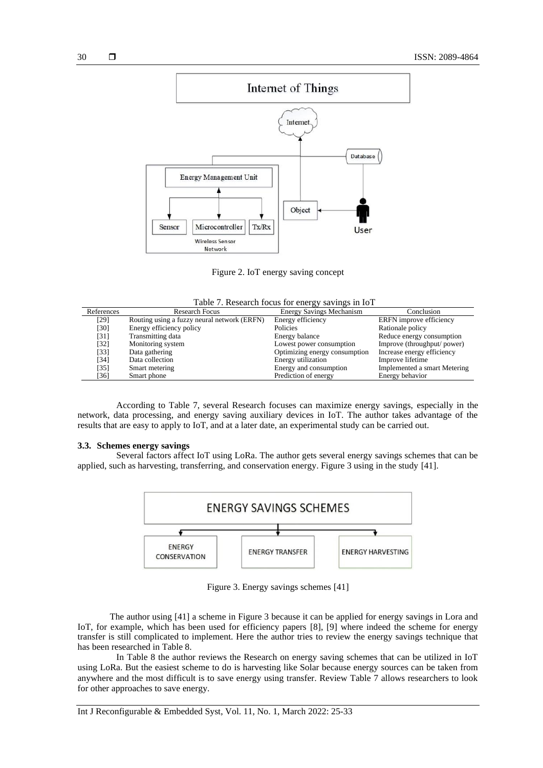Figure 2. IoT energy saving concept

Table 7. Research focus for energy savings in IoT

| References | Research Focus | Energy Savings Mechanism | Conclusion |
|---|---|---|---|
| [29] | Routing using a fuzzy neural network (ERFN) | Energy efficiency | ERFN improve efficiency |
| [30] | Energy efficiency policy | Policies | Rationale policy |
| [31] | Transmitting data | Energy balance | Reduce energy consumption |
| [32] | Monitoring system | Lowest power consumption | Improve (throughput/ power) |
| [33] | Data gathering | Optimizing energy consumption | Increase energy efficiency |
| [34] | Data collection | Energy utilization | Improve lifetime |
| [35] | Smart metering | Energy and consumption | Implemented a smart Metering |
| [36] | Smart phone | Prediction of energy | Energy behavior |

According to Table 7, several Research focuses can maximize energy savings, especially in the network, data processing, and energy saving auxiliary devices in IoT. The author takes advantage of the results that are easy to apply to IoT, and at a later date, an experimental study can be carried out.

### 3.3. Schemes energy savings

Several factors affect IoT using LoRa. The author gets several energy savings schemes that can be applied, such as harvesting, transferring, and conservation energy. Figure 3 using in the study [41].

Figure 3. Energy savings schemes [41]

The author using [41] a scheme in Figure 3 because it can be applied for energy savings in Lora and IoT, for example, which has been used for efficiency papers [8], [9] where indeed the scheme for energy transfer is still complicated to implement. Here the author tries to review the energy savings technique that has been researched in Table 8.

In Table 8 the author reviews the Research on energy saving schemes that can be utilized in IoT using LoRa. But the easiest scheme to do is harvesting like Solar because energy sources can be taken from anywhere and the most difficult is to save energy using transfer. Review Table 7 allows researchers to look for other approaches to save energy.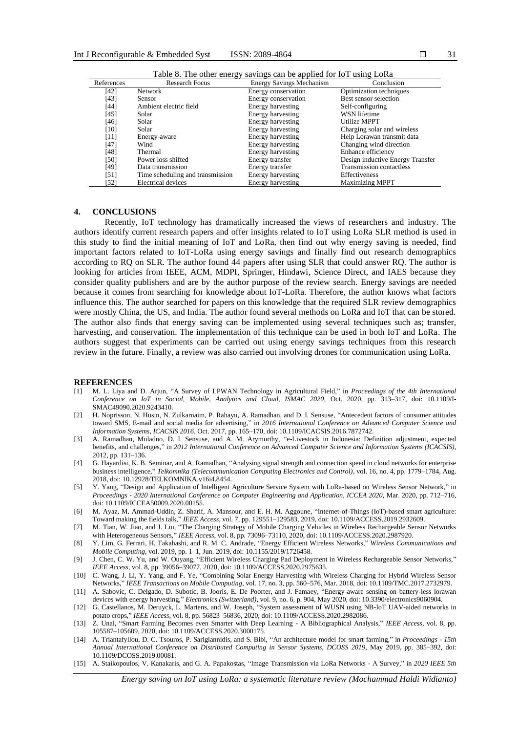Table 8. The other energy savings can be applied for IoT using LoRa

| References | Research Focus | Energy Savings Mechanism | Conclusion |
|---|---|---|---|
| [42] | Network | Energy conservation | Optimization techniques |
| [43] | Sensor | Energy conservation | Best sensor selection |
| [44] | Ambient electric field | Energy harvesting | Self-configuring |
| [45] | Solar | Energy harvesting | WSN lifetime |
| [46] | Solar | Energy harvesting | Utilize MPPT |
| [10] | Solar | Energy harvesting | Charging solar and wireless |
| [11] | Energy-aware | Energy harvesting | Help Lorawan transmit data |
| [47] | Wind | Energy harvesting | Changing wind direction |
| [48] | Thermal | Energy harvesting | Enhance efficiency |
| [50] | Power loss shifted | Energy transfer | Design inductive Energy Transfer |
| [49] | Data transmission | Energy transfer | Transmission contactless |
| [51] | Time scheduling and transmission | Energy harvesting | Effectiveness |
| [52] | Electrical devices | Energy harvesting | Maximizing MPPT |

## 4. CONCLUSIONS

Recently, IoT technology has dramatically increased the views of researchers and industry. The authors identify current research papers and offer insights related to IoT using LoRa SLR method is used in this study to find the initial meaning of IoT and LoRa, then find out why energy saving is needed, find important factors related to IoT-LoRa using energy savings and finally find out research demographics according to RQ on SLR. The author found 44 papers after using SLR that could answer RQ. The author is looking for articles from IEEE, ACM, MDPI, Springer, Hindawi, Science Direct, and IAES because they consider quality publishers and are by the author purpose of the review search. Energy savings are needed because it comes from searching for knowledge about IoT-LoRa. Therefore, the author knows what factors influence this. The author searched for papers on this knowledge that the required SLR review demographics were mostly China, the US, and India. The author found several methods on LoRa and IoT that can be stored. The author also finds that energy saving can be implemented using several techniques such as; transfer, harvesting, and conservation. The implementation of this technique can be used in both IoT and LoRa. The authors suggest that experiments can be carried out using energy savings techniques from this research review in the future. Finally, a review was also carried out involving drones for communication using LoRa.

## REFERENCES

[1] M. L. Liya and D. Arjun, "A Survey of LPWAN Technology in Agricultural Field," in *Proceedings of the 4th International Conference on IoT in Social, Mobile, Analytics and Cloud, ISMAC 2020*, Oct. 2020, pp. 313–317, doi: 10.1109/I-SMAC49090.2020.9243410.

[2] H. Noprisson, N. Husin, N. Zulkarnaim, P. Rahayu, A. Ramadhan, and D. I. Sensuse, "Antecedent factors of consumer attitudes toward SMS, E-mail and social media for advertising," in *2016 International Conference on Advanced Computer Science and Information Systems, ICACSIS 2016*, Oct. 2017, pp. 165–170, doi: 10.1109/ICACSIS.2016.7872742.

[3] A. Ramadhan, Muladno, D. I. Sensuse, and A. M. Arymurthy, "e-Livestock in Indonesia: Definition adjustment, expected benefits, and challenges," in *2012 International Conference on Advanced Computer Science and Information Systems (ICACSIS)*, 2012, pp. 131–136.

[4] G. Hayardisi, K. B. Seminar, and A. Ramadhan, "Analysing signal strength and connection speed in cloud networks for enterprise business intelligence," *Telkomnika (Telecommunication Computing Electronics and Control)*, vol. 16, no. 4, pp. 1779–1784, Aug. 2018, doi: 10.12928/TELKOMNIKA.v16i4.8454.

[5] Y. Yang, "Design and Application of Intelligent Agriculture Service System with LoRa-based on Wireless Sensor Network," in *Proceedings - 2020 International Conference on Computer Engineering and Application, ICCEA 2020*, Mar. 2020, pp. 712–716, doi: 10.1109/ICCEA50009.2020.00155.

[6] M. Ayaz, M. Ammad-Uddin, Z. Sharif, A. Mansour, and E. H. M. Aggoune, "Internet-of-Things (IoT)-based smart agriculture: Toward making the fields talk," *IEEE Access*, vol. 7, pp. 129551–129583, 2019, doi: 10.1109/ACCESS.2019.2932609.

[7] M. Tian, W. Jiao, and J. Liu, "The Charging Strategy of Mobile Charging Vehicles in Wireless Rechargeable Sensor Networks with Heterogeneous Sensors," *IEEE Access*, vol. 8, pp. 73096–73110, 2020, doi: 10.1109/ACCESS.2020.2987920.

[8] Y. Lim, G. Ferrari, H. Takahashi, and R. M. C. Andrade, "Energy Efficient Wireless Networks," *Wireless Communications and Mobile Computing*, vol. 2019, pp. 1–1, Jun. 2019, doi: 10.1155/2019/1726458.

[9] J. Chen, C. W. Yu, and W. Ouyang, "Efficient Wireless Charging Pad Deployment in Wireless Rechargeable Sensor Networks," *IEEE Access*, vol. 8, pp. 39056–39077, 2020, doi: 10.1109/ACCESS.2020.2975635.

[10] C. Wang, J. Li, Y. Yang, and F. Ye, "Combining Solar Energy Harvesting with Wireless Charging for Hybrid Wireless Sensor Networks," *IEEE Transactions on Mobile Computing*, vol. 17, no. 3, pp. 560–576, Mar. 2018, doi: 10.1109/TMC.2017.2732979.

[11] A. Sabovic, C. Delgado, D. Subotic, B. Jooris, E. De Poorter, and J. Famaey, "Energy-aware sensing on battery-less lorawan devices with energy harvesting," *Electronics (Switzerland)*, vol. 9, no. 6, p. 904, May 2020, doi: 10.3390/electronics9060904.

[12] G. Castellanos, M. Deruyck, L. Martens, and W. Joseph, "System assessment of WUSN using NB-IoT UAV-aided networks in potato crops," *IEEE Access*, vol. 8, pp. 56823–56836, 2020, doi: 10.1109/ACCESS.2020.2982086.

[13] Z. Unal, "Smart Farming Becomes even Smarter with Deep Learning - A Bibliographical Analysis," *IEEE Access*, vol. 8, pp. 105587–105609, 2020, doi: 10.1109/ACCESS.2020.3000175.

[14] A. Triantafyllou, D. C. Tsouros, P. Sarigiannidis, and S. Bibi, "An architecture model for smart farming," in *Proceedings - 15th Annual International Conference on Distributed Computing in Sensor Systems, DCOSS 2019*, May 2019, pp. 385–392, doi: 10.1109/DCOSS.2019.00081.

[15] A. Staikopoulos, V. Kanakaris, and G. A. Papakostas, "Image Transmission via LoRa Networks - A Survey," in *2020 IEEE 5th*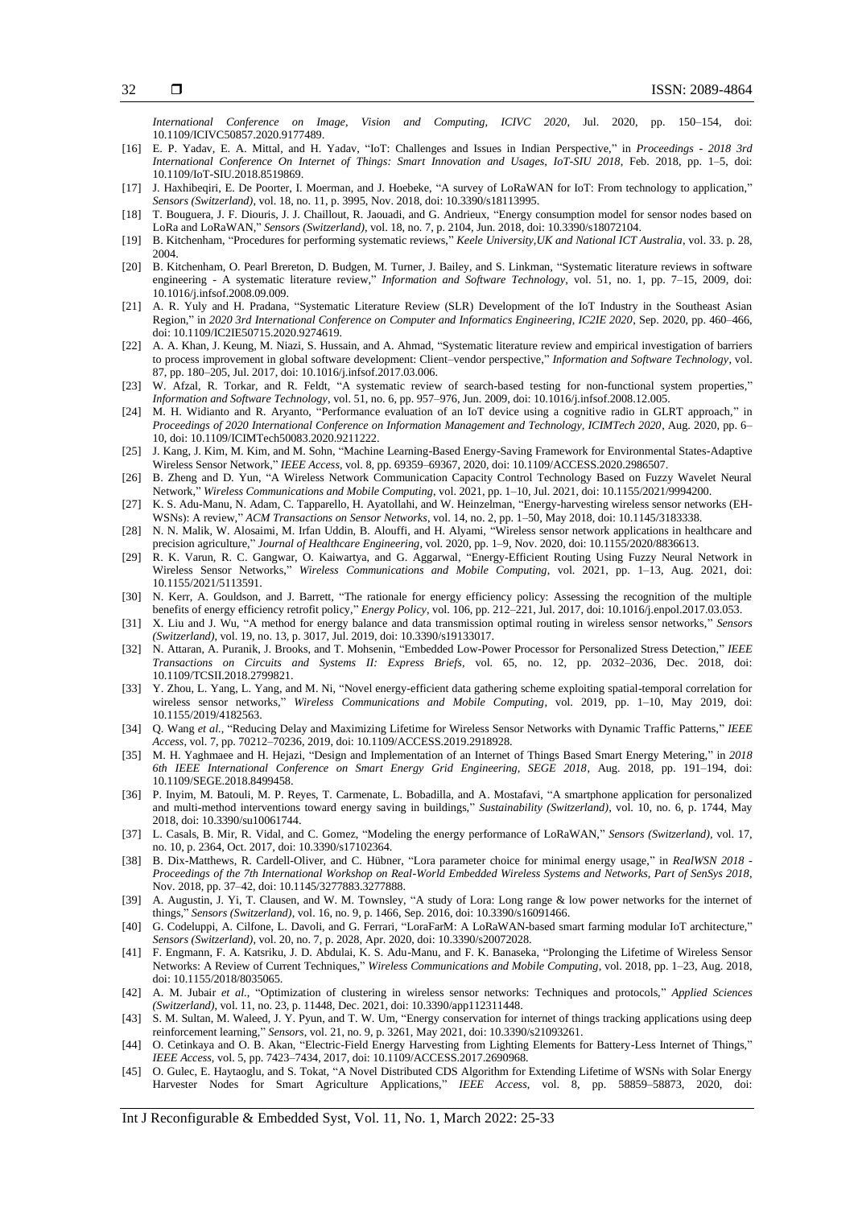*International Conference on Image, Vision and Computing, ICIVC 2020*, Jul. 2020, pp. 150–154, doi: 10.1109/ICIVC50857.2020.9177489.

[16] E. P. Yadav, E. A. Mittal, and H. Yadav, "IoT: Challenges and Issues in Indian Perspective," in *Proceedings - 2018 3rd International Conference On Internet of Things: Smart Innovation and Usages, IoT-SIU 2018*, Feb. 2018, pp. 1–5, doi: 10.1109/IoT-SIU.2018.8519869.

[17] J. Haxhibeqiri, E. De Poorter, I. Moerman, and J. Hoebeke, "A survey of LoRaWAN for IoT: From technology to application," *Sensors (Switzerland)*, vol. 18, no. 11, p. 3995, Nov. 2018, doi: 10.3390/s18113995.

[18] T. Bouguera, J. F. Diouris, J. J. Chaillout, R. Jaouadi, and G. Andrieux, "Energy consumption model for sensor nodes based on LoRa and LoRaWAN," *Sensors (Switzerland)*, vol. 18, no. 7, p. 2104, Jun. 2018, doi: 10.3390/s18072104.

[19] B. Kitchenham, "Procedures for performing systematic reviews," *Keele University,UK and National ICT Australia*, vol. 33. p. 28, 2004.

[20] B. Kitchenham, O. Pearl Brereton, D. Budgen, M. Turner, J. Bailey, and S. Linkman, "Systematic literature reviews in software engineering - A systematic literature review," *Information and Software Technology*, vol. 51, no. 1, pp. 7–15, 2009, doi: 10.1016/j.infsof.2008.09.009.

[21] A. R. Yuly and H. Pradana, "Systematic Literature Review (SLR) Development of the IoT Industry in the Southeast Asian Region," in *2020 3rd International Conference on Computer and Informatics Engineering, IC2IE 2020*, Sep. 2020, pp. 460–466, doi: 10.1109/IC2IE50715.2020.9274619.

[22] A. A. Khan, J. Keung, M. Niazi, S. Hussain, and A. Ahmad, "Systematic literature review and empirical investigation of barriers to process improvement in global software development: Client–vendor perspective," *Information and Software Technology*, vol. 87, pp. 180–205, Jul. 2017, doi: 10.1016/j.infsof.2017.03.006.

[23] W. Afzal, R. Torkar, and R. Feldt, "A systematic review of search-based testing for non-functional system properties," *Information and Software Technology*, vol. 51, no. 6, pp. 957–976, Jun. 2009, doi: 10.1016/j.infsof.2008.12.005.

[24] M. H. Widianto and R. Aryanto, "Performance evaluation of an IoT device using a cognitive radio in GLRT approach," in *Proceedings of 2020 International Conference on Information Management and Technology, ICIMTech 2020*, Aug. 2020, pp. 6–10, doi: 10.1109/ICIMTech50083.2020.9211222.

[25] J. Kang, J. Kim, M. Kim, and M. Sohn, "Machine Learning-Based Energy-Saving Framework for Environmental States-Adaptive Wireless Sensor Network," *IEEE Access*, vol. 8, pp. 69359–69367, 2020, doi: 10.1109/ACCESS.2020.2986507.

[26] B. Zheng and D. Yun, "A Wireless Network Communication Capacity Control Technology Based on Fuzzy Wavelet Neural Network," *Wireless Communications and Mobile Computing*, vol. 2021, pp. 1–10, Jul. 2021, doi: 10.1155/2021/9994200.

[27] K. S. Adu-Manu, N. Adam, C. Tapparello, H. Ayatollahi, and W. Heinzelman, "Energy-harvesting wireless sensor networks (EH-WSNs): A review," *ACM Transactions on Sensor Networks*, vol. 14, no. 2, pp. 1–50, May 2018, doi: 10.1145/3183338.

[28] N. N. Malik, W. Alosaimi, M. Irfan Uddin, B. Alouffi, and H. Alyami, "Wireless sensor network applications in healthcare and precision agriculture," *Journal of Healthcare Engineering*, vol. 2020, pp. 1–9, Nov. 2020, doi: 10.1155/2020/8836613.

[29] R. K. Varun, R. C. Gangwar, O. Kaiwartya, and G. Aggarwal, "Energy-Efficient Routing Using Fuzzy Neural Network in Wireless Sensor Networks," *Wireless Communications and Mobile Computing*, vol. 2021, pp. 1–13, Aug. 2021, doi: 10.1155/2021/5113591.

[30] N. Kerr, A. Gouldson, and J. Barrett, "The rationale for energy efficiency policy: Assessing the recognition of the multiple benefits of energy efficiency retrofit policy," *Energy Policy*, vol. 106, pp. 212–221, Jul. 2017, doi: 10.1016/j.enpol.2017.03.053.

[31] X. Liu and J. Wu, "A method for energy balance and data transmission optimal routing in wireless sensor networks," *Sensors (Switzerland)*, vol. 19, no. 13, p. 3017, Jul. 2019, doi: 10.3390/s19133017.

[32] N. Attaran, A. Puranik, J. Brooks, and T. Mohsenin, "Embedded Low-Power Processor for Personalized Stress Detection," *IEEE Transactions on Circuits and Systems II: Express Briefs*, vol. 65, no. 12, pp. 2032–2036, Dec. 2018, doi: 10.1109/TCSII.2018.2799821.

[33] Y. Zhou, L. Yang, L. Yang, and M. Ni, "Novel energy-efficient data gathering scheme exploiting spatial-temporal correlation for wireless sensor networks," *Wireless Communications and Mobile Computing*, vol. 2019, pp. 1–10, May 2019, doi: 10.1155/2019/4182563.

[34] Q. Wang *et al.*, "Reducing Delay and Maximizing Lifetime for Wireless Sensor Networks with Dynamic Traffic Patterns," *IEEE Access*, vol. 7, pp. 70212–70236, 2019, doi: 10.1109/ACCESS.2019.2918928.

[35] M. H. Yaghmaee and H. Hejazi, "Design and Implementation of an Internet of Things Based Smart Energy Metering," in *2018 6th IEEE International Conference on Smart Energy Grid Engineering, SEGE 2018*, Aug. 2018, pp. 191–194, doi: 10.1109/SEGE.2018.8499458.

[36] P. Inyim, M. Batouli, M. P. Reyes, T. Carmenate, L. Bobadilla, and A. Mostafavi, "A smartphone application for personalized and multi-method interventions toward energy saving in buildings," *Sustainability (Switzerland)*, vol. 10, no. 6, p. 1744, May 2018, doi: 10.3390/su10061744.

[37] L. Casals, B. Mir, R. Vidal, and C. Gomez, "Modeling the energy performance of LoRaWAN," *Sensors (Switzerland)*, vol. 17, no. 10, p. 2364, Oct. 2017, doi: 10.3390/s17102364.

[38] B. Dix-Matthews, R. Cardell-Oliver, and C. Hübner, "Lora parameter choice for minimal energy usage," in *RealWSN 2018 - Proceedings of the 7th International Workshop on Real-World Embedded Wireless Systems and Networks, Part of SenSys 2018*, Nov. 2018, pp. 37–42, doi: 10.1145/3277883.3277888.

[39] A. Augustin, J. Yi, T. Clausen, and W. M. Townsley, "A study of Lora: Long range & low power networks for the internet of things," *Sensors (Switzerland)*, vol. 16, no. 9, p. 1466, Sep. 2016, doi: 10.3390/s16091466.

[40] G. Codeluppi, A. Cilfone, L. Davoli, and G. Ferrari, "LoraFarM: A LoRaWAN-based smart farming modular IoT architecture," *Sensors (Switzerland)*, vol. 20, no. 7, p. 2028, Apr. 2020, doi: 10.3390/s20072028.

[41] F. Engmann, F. A. Katsriku, J. D. Abdulai, K. S. Adu-Manu, and F. K. Banaseka, "Prolonging the Lifetime of Wireless Sensor Networks: A Review of Current Techniques," *Wireless Communications and Mobile Computing*, vol. 2018, pp. 1–23, Aug. 2018, doi: 10.1155/2018/8035065.

[42] A. M. Jubair *et al.*, "Optimization of clustering in wireless sensor networks: Techniques and protocols," *Applied Sciences (Switzerland)*, vol. 11, no. 23, p. 11448, Dec. 2021, doi: 10.3390/app112311448.

[43] S. M. Sultan, M. Waleed, J. Y. Pyun, and T. W. Um, "Energy conservation for internet of things tracking applications using deep reinforcement learning," *Sensors*, vol. 21, no. 9, p. 3261, May 2021, doi: 10.3390/s21093261.

[44] O. Cetinkaya and O. B. Akan, "Electric-Field Energy Harvesting from Lighting Elements for Battery-Less Internet of Things," *IEEE Access*, vol. 5, pp. 7423–7434, 2017, doi: 10.1109/ACCESS.2017.2690968.

[45] O. Gulec, E. Haytaoglu, and S. Tokat, "A Novel Distributed CDS Algorithm for Extending Lifetime of WSNs with Solar Energy Harvester Nodes for Smart Agriculture Applications," *IEEE Access*, vol. 8, pp. 58859–58873, 2020, doi: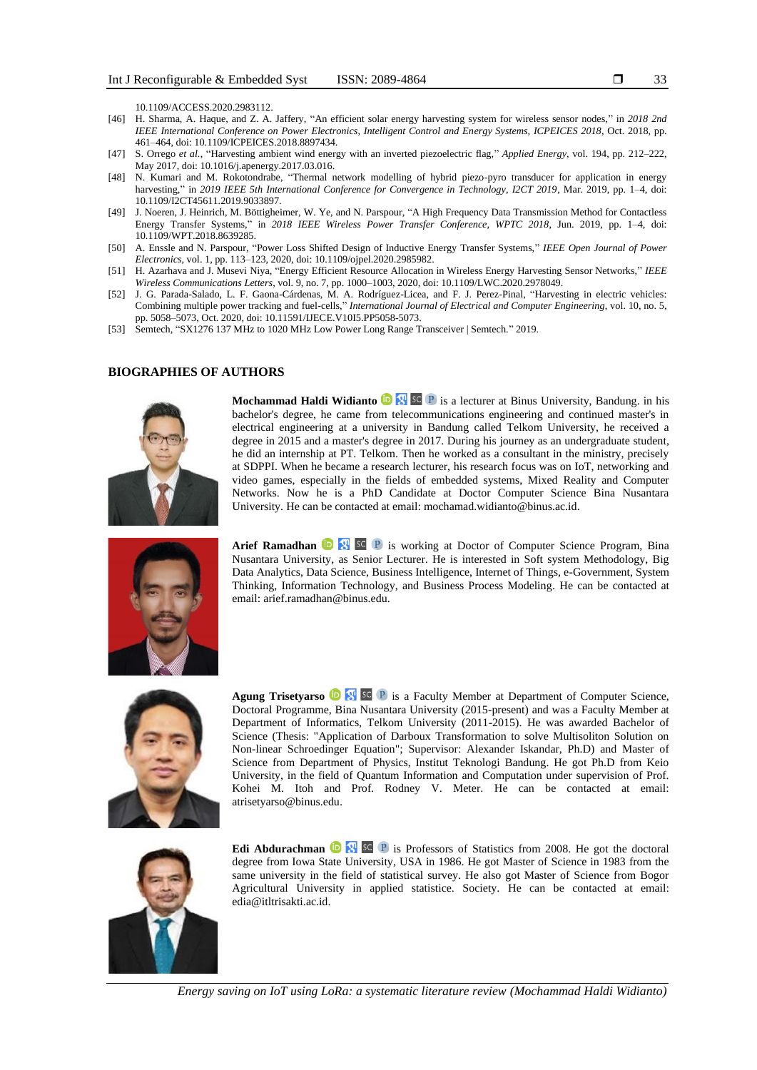10.1109/ACCESS.2020.2983112.

[46] H. Sharma, A. Haque, and Z. A. Jaffery, "An efficient solar energy harvesting system for wireless sensor nodes," in *2018 2nd IEEE International Conference on Power Electronics, Intelligent Control and Energy Systems, ICPEICES 2018*, Oct. 2018, pp. 461–464, doi: 10.1109/ICPEICES.2018.8897434.

[47] S. Orrego *et al.*, "Harvesting ambient wind energy with an inverted piezoelectric flag," *Applied Energy*, vol. 194, pp. 212–222, May 2017, doi: 10.1016/j.apenergy.2017.03.016.

[48] N. Kumari and M. Rokotondrabe, "Thermal network modelling of hybrid piezo-pyro transducer for application in energy harvesting," in *2019 IEEE 5th International Conference for Convergence in Technology, I2CT 2019*, Mar. 2019, pp. 1–4, doi: 10.1109/I2CT45611.2019.9033897.

[49] J. Noeren, J. Heinrich, M. Böttigheimer, W. Ye, and N. Parspour, "A High Frequency Data Transmission Method for Contactless Energy Transfer Systems," in *2018 IEEE Wireless Power Transfer Conference, WPTC 2018*, Jun. 2019, pp. 1–4, doi: 10.1109/WPT.2018.8639285.

[50] A. Enssle and N. Parspour, "Power Loss Shifted Design of Inductive Energy Transfer Systems," *IEEE Open Journal of Power Electronics*, vol. 1, pp. 113–123, 2020, doi: 10.1109/ojpel.2020.2985982.

[51] H. Azarhava and J. Musevi Niya, "Energy Efficient Resource Allocation in Wireless Energy Harvesting Sensor Networks," *IEEE Wireless Communications Letters*, vol. 9, no. 7, pp. 1000–1003, 2020, doi: 10.1109/LWC.2020.2978049.

[52] J. G. Parada-Salado, L. F. Gaona-Cárdenas, M. A. Rodríguez-Licea, and F. J. Perez-Pinal, "Harvesting in electric vehicles: Combining multiple power tracking and fuel-cells," *International Journal of Electrical and Computer Engineering*, vol. 10, no. 5, pp. 5058–5073, Oct. 2020, doi: 10.11591/IJECE.V10I5.PP5058-5073.

[53] Semtech, "SX1276 137 MHz to 1020 MHz Low Power Long Range Transceiver | Semtech." 2019.

## BIOGRAPHIES OF AUTHORS

**Mochammad Haldi Widianto** is a lecturer at Binus University, Bandung. in his bachelor's degree, he came from telecommunications engineering and continued master's in electrical engineering at a university in Bandung called Telkom University, he received a degree in 2015 and a master's degree in 2017. During his journey as an undergraduate student, he did an internship at PT. Telkom. Then he worked as a consultant in the ministry, precisely at SDPPI. When he became a research lecturer, his research focus was on IoT, networking and video games, especially in the fields of embedded systems, Mixed Reality and Computer Networks. Now he is a PhD Candidate at Doctor Computer Science Bina Nusantara University. He can be contacted at email: mochamad.widianto@binus.ac.id.

**Arief Ramadhan** is working at Doctor of Computer Science Program, Bina Nusantara University, as Senior Lecturer. He is interested in Soft system Methodology, Big Data Analytics, Data Science, Business Intelligence, Internet of Things, e-Government, System Thinking, Information Technology, and Business Process Modeling. He can be contacted at email: arief.ramadhan@binus.edu.

**Agung Trisetyarso** is a Faculty Member at Department of Computer Science, Doctoral Programme, Bina Nusantara University (2015-present) and was a Faculty Member at Department of Informatics, Telkom University (2011-2015). He was awarded Bachelor of Science (Thesis: "Application of Darboux Transformation to solve Multisoliton Solution on Non-linear Schroedinger Equation"; Supervisor: Alexander Iskandar, Ph.D) and Master of Science from Department of Physics, Institut Teknologi Bandung. He got Ph.D from Keio University, in the field of Quantum Information and Computation under supervision of Prof. Kohei M. Itoh and Prof. Rodney V. Meter. He can be contacted at email: atrisetyarso@binus.edu.

**Edi Abdurachman** is Professors of Statistics from 2008. He got the doctoral degree from Iowa State University, USA in 1986. He got Master of Science in 1983 from the same university in the field of statistical survey. He also got Master of Science from Bogor Agricultural University in applied statistice. Society. He can be contacted at email: edia@itltrisakti.ac.id.